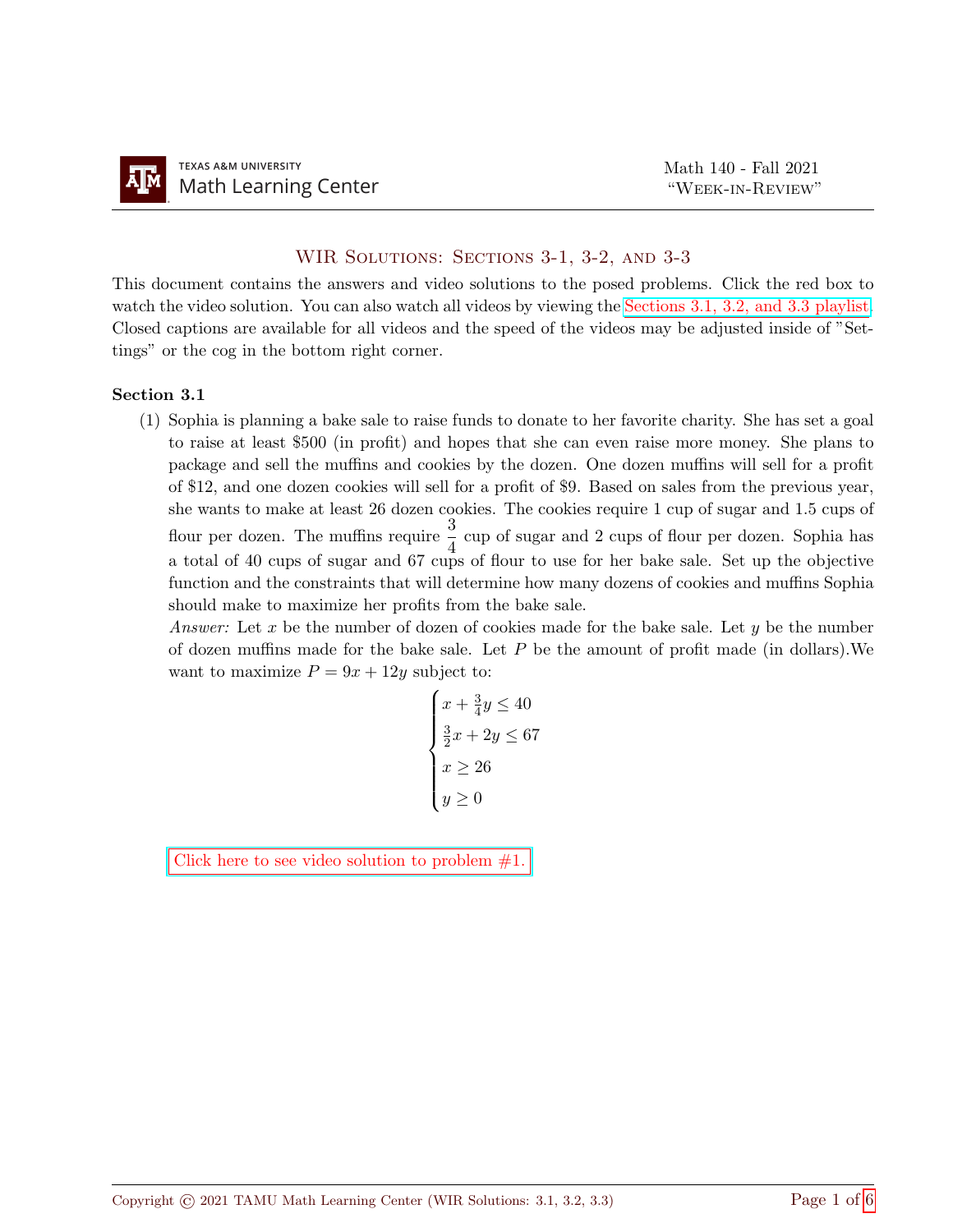Math 140 - Fall 2021
"Week-in-Review"

# WIR Solutions: Sections 3-1, 3-2, and 3-3

This document contains the answers and video solutions to the posed problems. Click the red box to watch the video solution. You can also watch all videos by viewing the Sections 3.1, 3.2, and 3.3 playlist. Closed captions are available for all videos and the speed of the videos may be adjusted inside of "Settings" or the cog in the bottom right corner.

## Section 3.1

(1) Sophia is planning a bake sale to raise funds to donate to her favorite charity. She has set a goal to raise at least $500 (in profit) and hopes that she can even raise more money. She plans to package and sell the muffins and cookies by the dozen. One dozen muffins will sell for a profit of $12, and one dozen cookies will sell for a profit of $9. Based on sales from the previous year, she wants to make at least 26 dozen cookies. The cookies require 1 cup of sugar and 1.5 cups of flour per dozen. The muffins require $\frac{3}{4}$ cup of sugar and 2 cups of flour per dozen. Sophia has a total of 40 cups of sugar and 67 cups of flour to use for her bake sale. Set up the objective function and the constraints that will determine how many dozens of cookies and muffins Sophia should make to maximize her profits from the bake sale.

*Answer:* Let $x$ be the number of dozen of cookies made for the bake sale. Let $y$ be the number of dozen muffins made for the bake sale. Let $P$ be the amount of profit made (in dollars). We want to maximize $P = 9x + 12y$ subject to:

$$\begin{cases} x + \frac{3}{4}y \leq 40 \\ \frac{3}{2}x + 2y \leq 67 \\ x \geq 26 \\ y \geq 0 \end{cases}$$

Click here to see video solution to problem #1.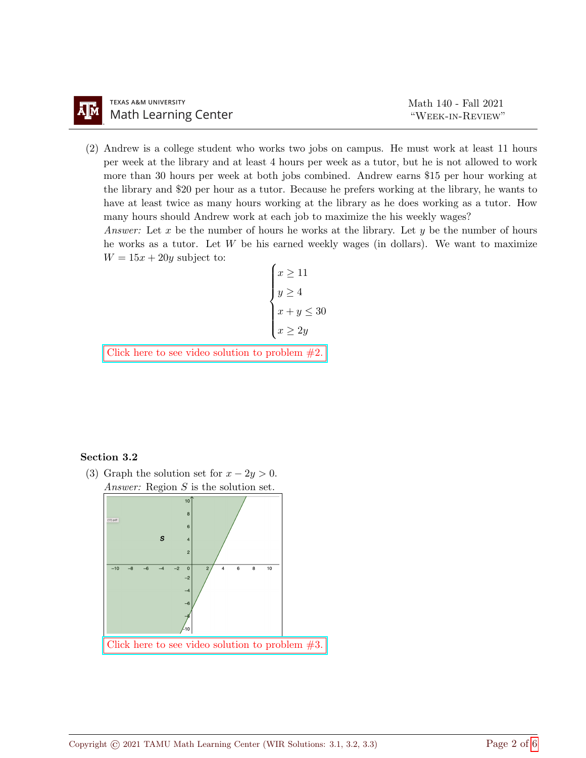(2) Andrew is a college student who works two jobs on campus. He must work at least 11 hours per week at the library and at least 4 hours per week as a tutor, but he is not allowed to work more than 30 hours per week at both jobs combined. Andrew earns $15 per hour working at the library and $20 per hour as a tutor. Because he prefers working at the library, he wants to have at least twice as many hours working at the library as he does working as a tutor. How many hours should Andrew work at each job to maximize the his weekly wages?

*Answer:* Let $x$ be the number of hours he works at the library. Let $y$ be the number of hours he works as a tutor. Let $W$ be his earned weekly wages (in dollars). We want to maximize $W = 15x + 20y$ subject to:

$$\begin{cases} x \geq 11 \\ y \geq 4 \\ x + y \leq 30 \\ x \geq 2y \end{cases}$$

Click here to see video solution to problem #2.

**Section 3.2**

(3) Graph the solution set for $x - 2y > 0$.

*Answer:* Region $S$ is the solution set.

Click here to see video solution to problem #3.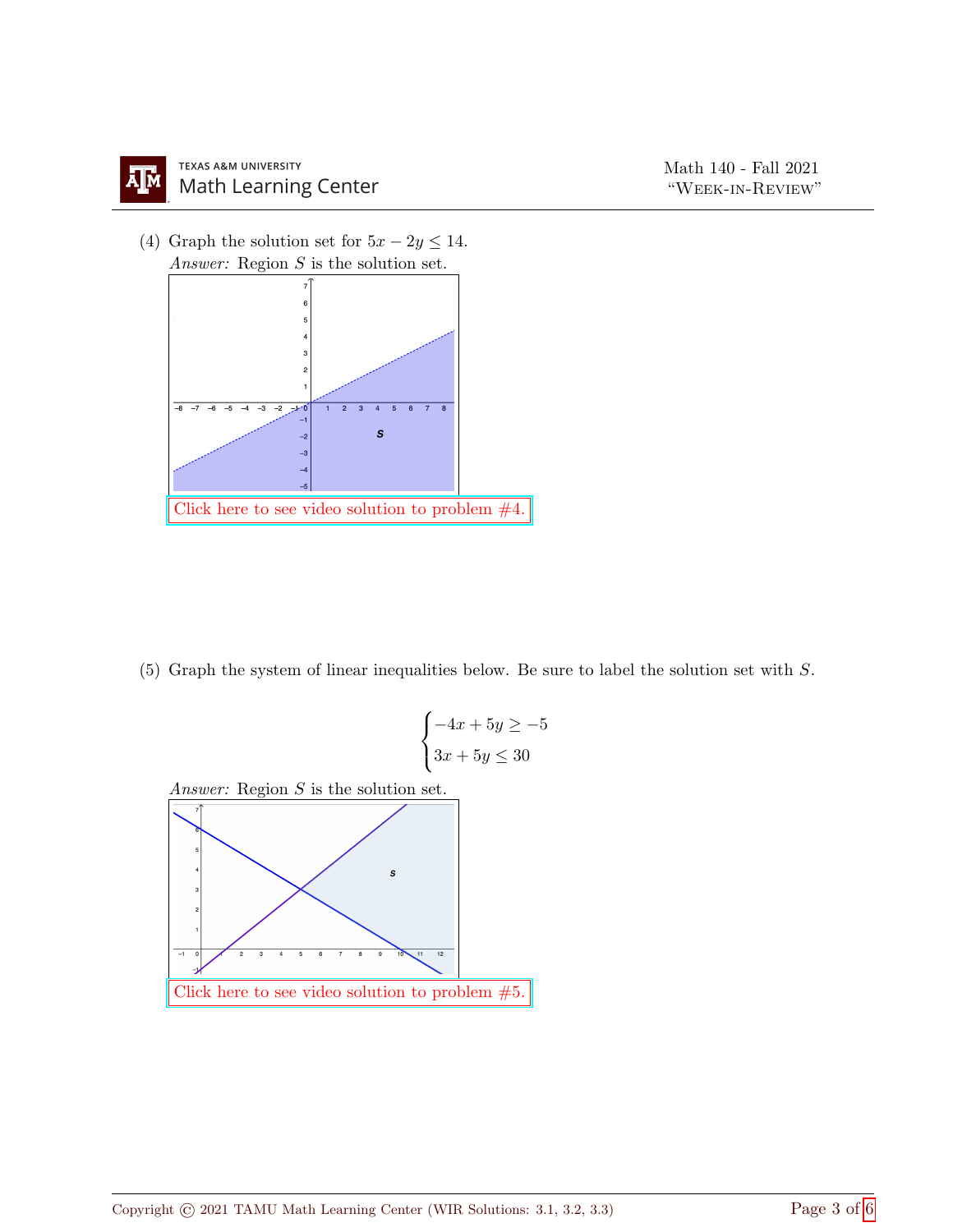(4) Graph the solution set for $5x - 2y \leq 14$.

*Answer:* Region $S$ is the solution set.

Click here to see video solution to problem #4.

(5) Graph the system of linear inequalities below. Be sure to label the solution set with $S$.

$$\begin{cases} -4x + 5y \geq -5 \\ 3x + 5y \leq 30 \end{cases}$$

*Answer:* Region $S$ is the solution set.

Click here to see video solution to problem #5.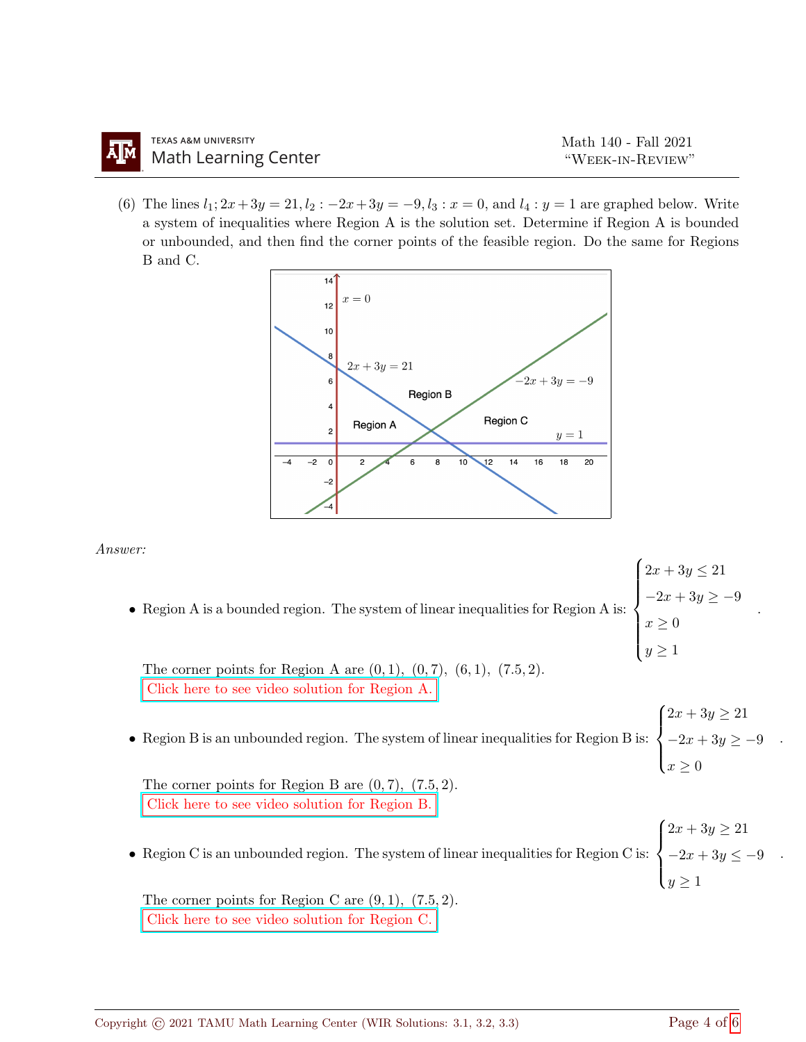(6) The lines $l_1; 2x+3y = 21, l_2 : -2x+3y = -9, l_3 : x = 0$, and $l_4 : y = 1$ are graphed below. Write a system of inequalities where Region A is the solution set. Determine if Region A is bounded or unbounded, and then find the corner points of the feasible region. Do the same for Regions B and C.

*Answer:*

- Region A is a bounded region. The system of linear inequalities for Region A is: $\begin{cases} 2x+3y \leq 21 \\ -2x+3y \geq -9 \\ x \geq 0 \\ y \geq 1 \end{cases}$.

  The corner points for Region A are $(0, 1),\ (0, 7),\ (6, 1),\ (7.5, 2)$.
  Click here to see video solution for Region A.

- Region B is an unbounded region. The system of linear inequalities for Region B is: $\begin{cases} 2x+3y \geq 21 \\ -2x+3y \geq -9 \\ x \geq 0 \end{cases}$.

  The corner points for Region B are $(0, 7),\ (7.5, 2)$.
  Click here to see video solution for Region B.

- Region C is an unbounded region. The system of linear inequalities for Region C is: $\begin{cases} 2x+3y \geq 21 \\ -2x+3y \leq -9 \\ y \geq 1 \end{cases}$.

  The corner points for Region C are $(9, 1),\ (7.5, 2)$.
  Click here to see video solution for Region C.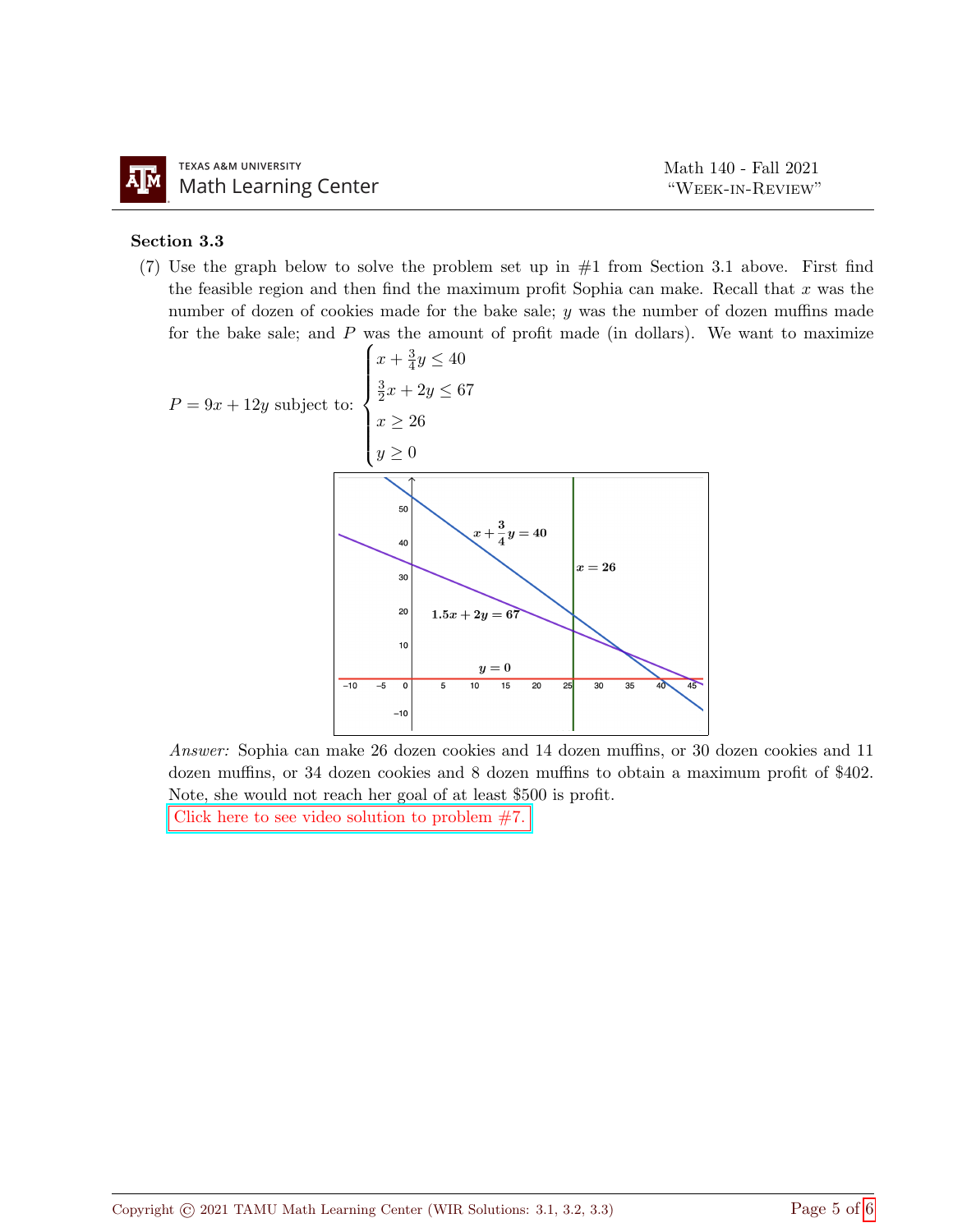### Section 3.3

(7) Use the graph below to solve the problem set up in #1 from Section 3.1 above. First find the feasible region and then find the maximum profit Sophia can make. Recall that $x$ was the number of dozen of cookies made for the bake sale; $y$ was the number of dozen muffins made for the bake sale; and $P$ was the amount of profit made (in dollars). We want to maximize

$$P = 9x + 12y \text{ subject to: } \begin{cases} x + \frac{3}{4}y \leq 40 \\ \frac{3}{2}x + 2y \leq 67 \\ x \geq 26 \\ y \geq 0 \end{cases}$$

*Answer:* Sophia can make 26 dozen cookies and 14 dozen muffins, or 30 dozen cookies and 11 dozen muffins, or 34 dozen cookies and 8 dozen muffins to obtain a maximum profit of \$402. Note, she would not reach her goal of at least \$500 is profit.

Click here to see video solution to problem #7.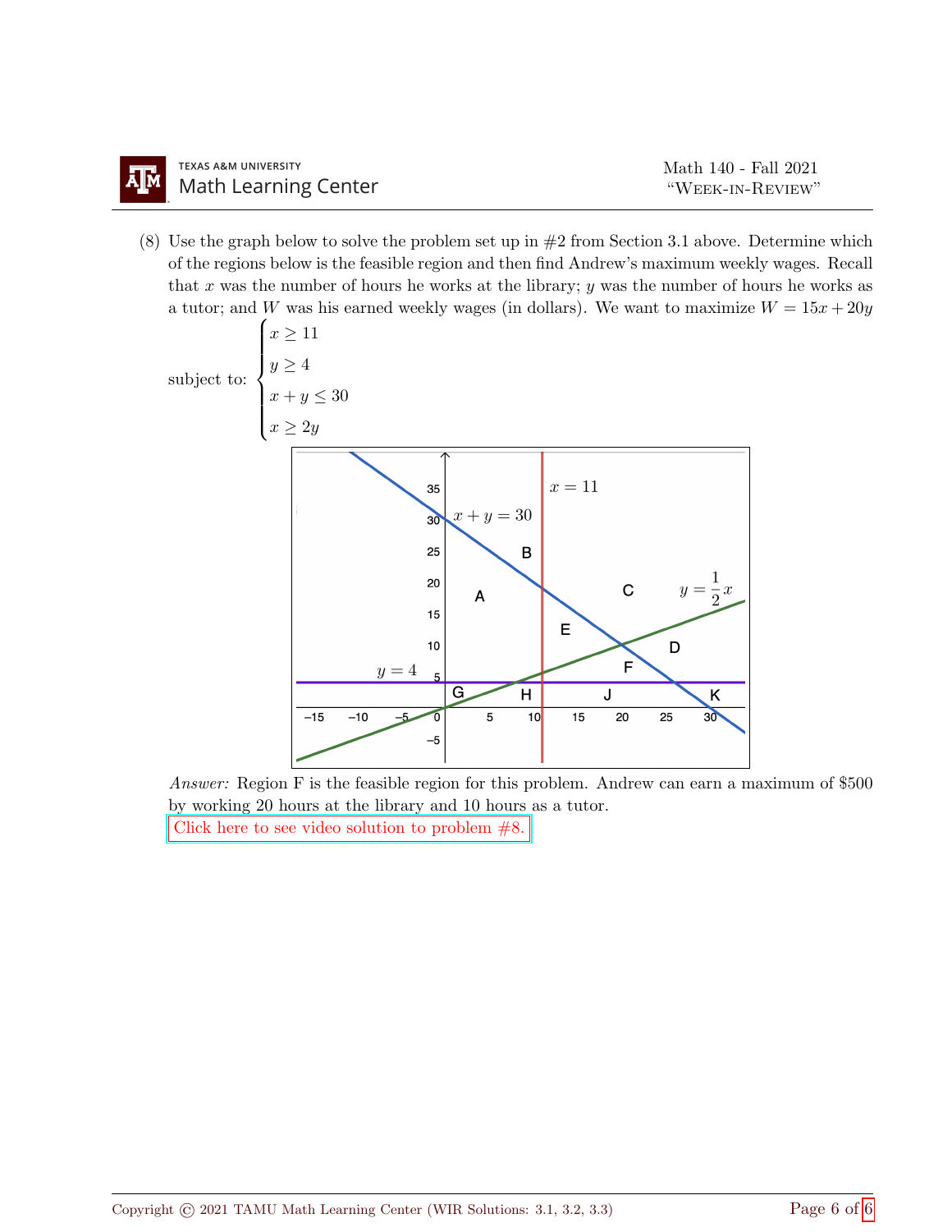(8) Use the graph below to solve the problem set up in #2 from Section 3.1 above. Determine which of the regions below is the feasible region and then find Andrew's maximum weekly wages. Recall that $x$ was the number of hours he works at the library; $y$ was the number of hours he works as a tutor; and $W$ was his earned weekly wages (in dollars). We want to maximize $W = 15x + 20y$

subject to: $$\begin{cases} x \geq 11 \\ y \geq 4 \\ x + y \leq 30 \\ x \geq 2y \end{cases}$$

$x = 11$

$x + y = 30$

$y = \frac{1}{2}x$

$y = 4$

A B C D E F G H J K

35 30 25 20 15 10 5 0 −5

−15 −10 −5 0 5 10 15 20 25 30

*Answer:* Region F is the feasible region for this problem. Andrew can earn a maximum of \$500 by working 20 hours at the library and 10 hours as a tutor.

Click here to see video solution to problem #8.